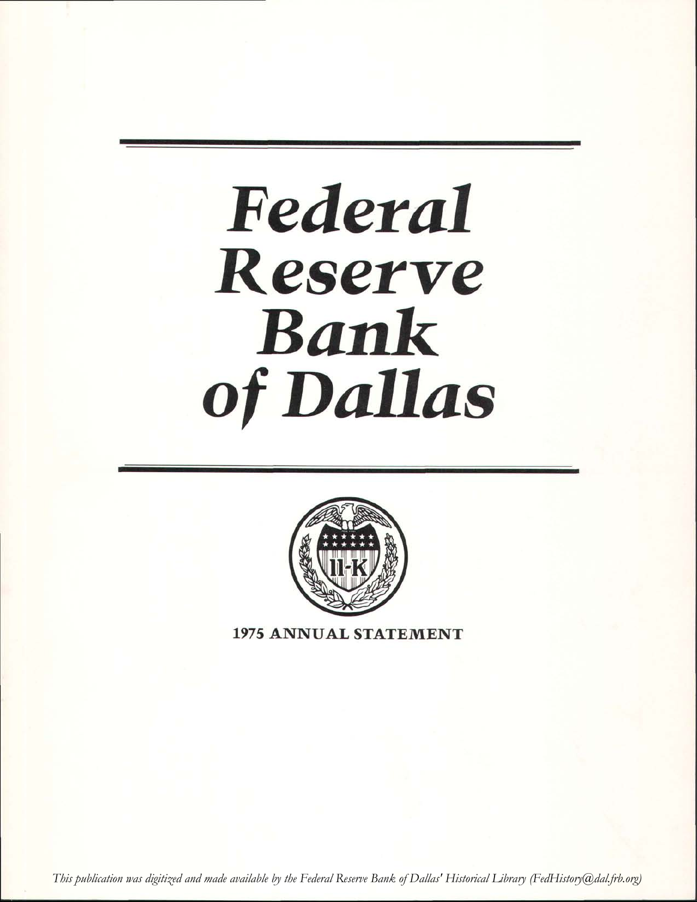# Federal Reserve Bank of Dallas

**1975 ANNUAL STATEMENT**

*This publication was digitized and made available by the Federal Reserve Bank of Dallas' Historical Library (FedHistory@dal.frb.org)*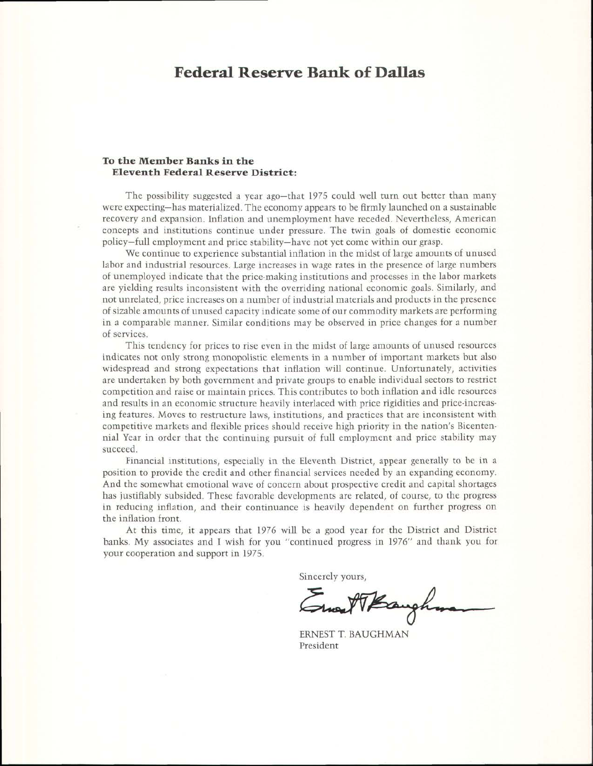# Federal Reserve Bank of Dallas

**To the Member Banks in the Eleventh Federal Reserve District:**

The possibility suggested a year ago—that 1975 could well turn out better than many were expecting—has materialized. The economy appears to be firmly launched on a sustainable recovery and expansion. Inflation and unemployment have receded. Nevertheless, American concepts and institutions continue under pressure. The twin goals of domestic economic policy—full employment and price stability—have not yet come within our grasp.

We continue to experience substantial inflation in the midst of large amounts of unused labor and industrial resources. Large increases in wage rates in the presence of large numbers of unemployed indicate that the price-making institutions and processes in the labor markets are yielding results inconsistent with the overriding national economic goals. Similarly, and not unrelated, price increases on a number of industrial materials and products in the presence of sizable amounts of unused capacity indicate some of our commodity markets are performing in a comparable manner. Similar conditions may be observed in price changes for a number of services.

This tendency for prices to rise even in the midst of large amounts of unused resources indicates not only strong monopolistic elements in a number of important markets but also widespread and strong expectations that inflation will continue. Unfortunately, activities are undertaken by both government and private groups to enable individual sectors to restrict competition and raise or maintain prices. This contributes to both inflation and idle resources and results in an economic structure heavily interlaced with price rigidities and price-increasing features. Moves to restructure laws, institutions, and practices that are inconsistent with competitive markets and flexible prices should receive high priority in the nation's Bicentennial Year in order that the continuing pursuit of full employment and price stability may succeed.

Financial institutions, especially in the Eleventh District, appear generally to be in a position to provide the credit and other financial services needed by an expanding economy. And the somewhat emotional wave of concern about prospective credit and capital shortages has justifiably subsided. These favorable developments are related, of course, to the progress in reducing inflation, and their continuance is heavily dependent on further progress on the inflation front.

At this time, it appears that 1976 will be a good year for the District and District banks. My associates and I wish for you "continued progress in 1976" and thank you for your cooperation and support in 1975.

Sincerely yours,

ERNEST T. BAUGHMAN
President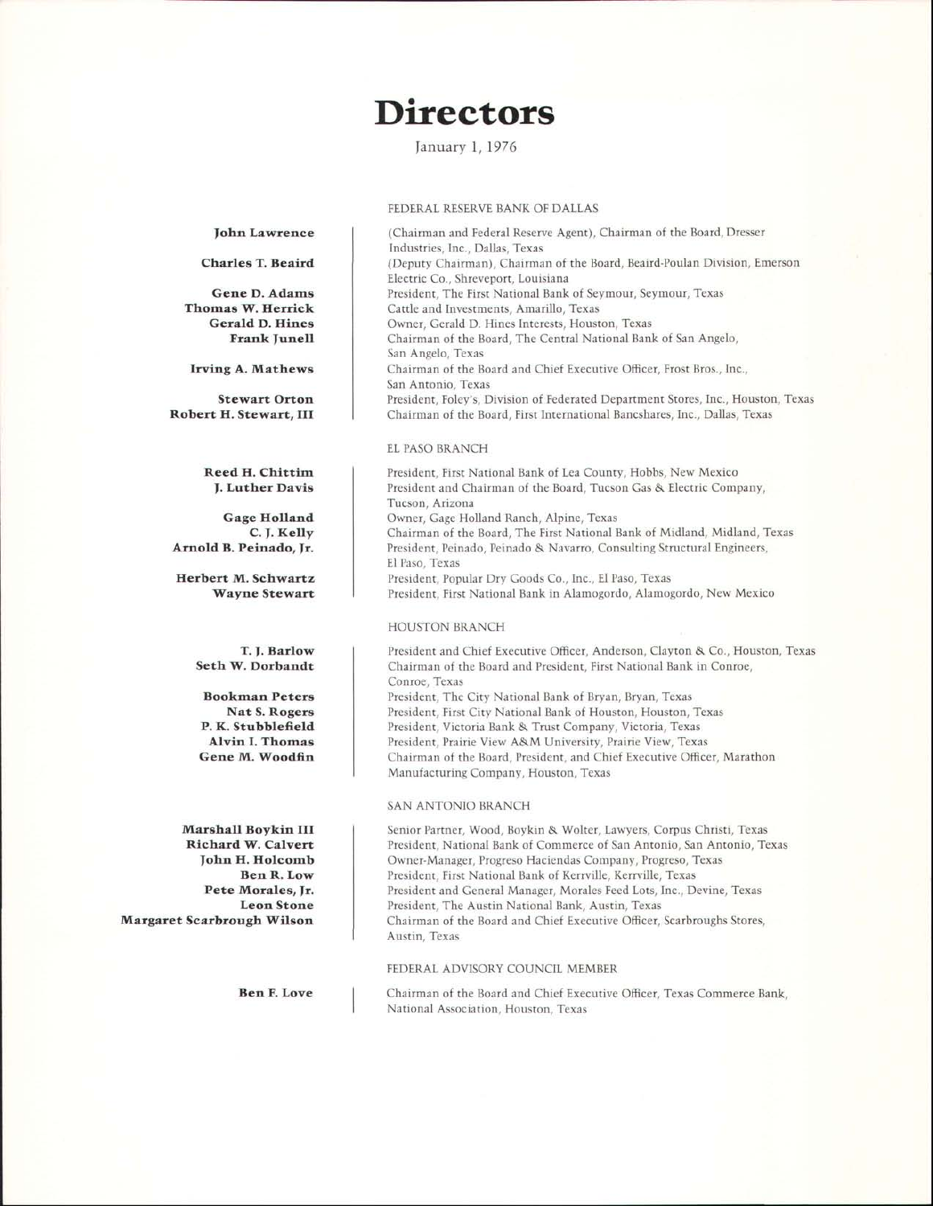# Directors

January 1, 1976

## FEDERAL RESERVE BANK OF DALLAS

**John Lawrence** — (Chairman and Federal Reserve Agent), Chairman of the Board, Dresser Industries, Inc., Dallas, Texas

**Charles T. Beaird** — (Deputy Chairman), Chairman of the Board, Beaird-Poulan Division, Emerson Electric Co., Shreveport, Louisiana

**Gene D. Adams** — President, The First National Bank of Seymour, Seymour, Texas

**Thomas W. Herrick** — Cattle and Investments, Amarillo, Texas

**Gerald D. Hines** — Owner, Gerald D. Hines Interests, Houston, Texas

**Frank Junell** — Chairman of the Board, The Central National Bank of San Angelo, San Angelo, Texas

**Irving A. Mathews** — Chairman of the Board and Chief Executive Officer, Frost Bros., Inc., San Antonio, Texas

**Stewart Orton** — President, Foley's, Division of Federated Department Stores, Inc., Houston, Texas

**Robert H. Stewart, III** — Chairman of the Board, First International Bancshares, Inc., Dallas, Texas

## EL PASO BRANCH

**Reed H. Chittim** — President, First National Bank of Lea County, Hobbs, New Mexico

**J. Luther Davis** — President and Chairman of the Board, Tucson Gas & Electric Company, Tucson, Arizona

**Gage Holland** — Owner, Gage Holland Ranch, Alpine, Texas

**C. J. Kelly** — Chairman of the Board, The First National Bank of Midland, Midland, Texas

**Arnold B. Peinado, Jr.** — President, Peinado, Peinado & Navarro, Consulting Structural Engineers, El Paso, Texas

**Herbert M. Schwartz** — President, Popular Dry Goods Co., Inc., El Paso, Texas

**Wayne Stewart** — President, First National Bank in Alamogordo, Alamogordo, New Mexico

## HOUSTON BRANCH

**T. J. Barlow** — President and Chief Executive Officer, Anderson, Clayton & Co., Houston, Texas

**Seth W. Dorbandt** — Chairman of the Board and President, First National Bank in Conroe, Conroe, Texas

**Bookman Peters** — President, The City National Bank of Bryan, Bryan, Texas

**Nat S. Rogers** — President, First City National Bank of Houston, Houston, Texas

**P. K. Stubblefield** — President, Victoria Bank & Trust Company, Victoria, Texas

**Alvin I. Thomas** — President, Prairie View A&M University, Prairie View, Texas

**Gene M. Woodfin** — Chairman of the Board, President, and Chief Executive Officer, Marathon Manufacturing Company, Houston, Texas

## SAN ANTONIO BRANCH

**Marshall Boykin III** — Senior Partner, Wood, Boykin & Wolter, Lawyers, Corpus Christi, Texas

**Richard W. Calvert** — President, National Bank of Commerce of San Antonio, San Antonio, Texas

**John H. Holcomb** — Owner-Manager, Progreso Haciendas Company, Progreso, Texas

**Ben R. Low** — President, First National Bank of Kerrville, Kerrville, Texas

**Pete Morales, Jr.** — President and General Manager, Morales Feed Lots, Inc., Devine, Texas

**Leon Stone** — President, The Austin National Bank, Austin, Texas

**Margaret Scarbrough Wilson** — Chairman of the Board and Chief Executive Officer, Scarbroughs Stores, Austin, Texas

## FEDERAL ADVISORY COUNCIL MEMBER

**Ben F. Love** — Chairman of the Board and Chief Executive Officer, Texas Commerce Bank, National Association, Houston, Texas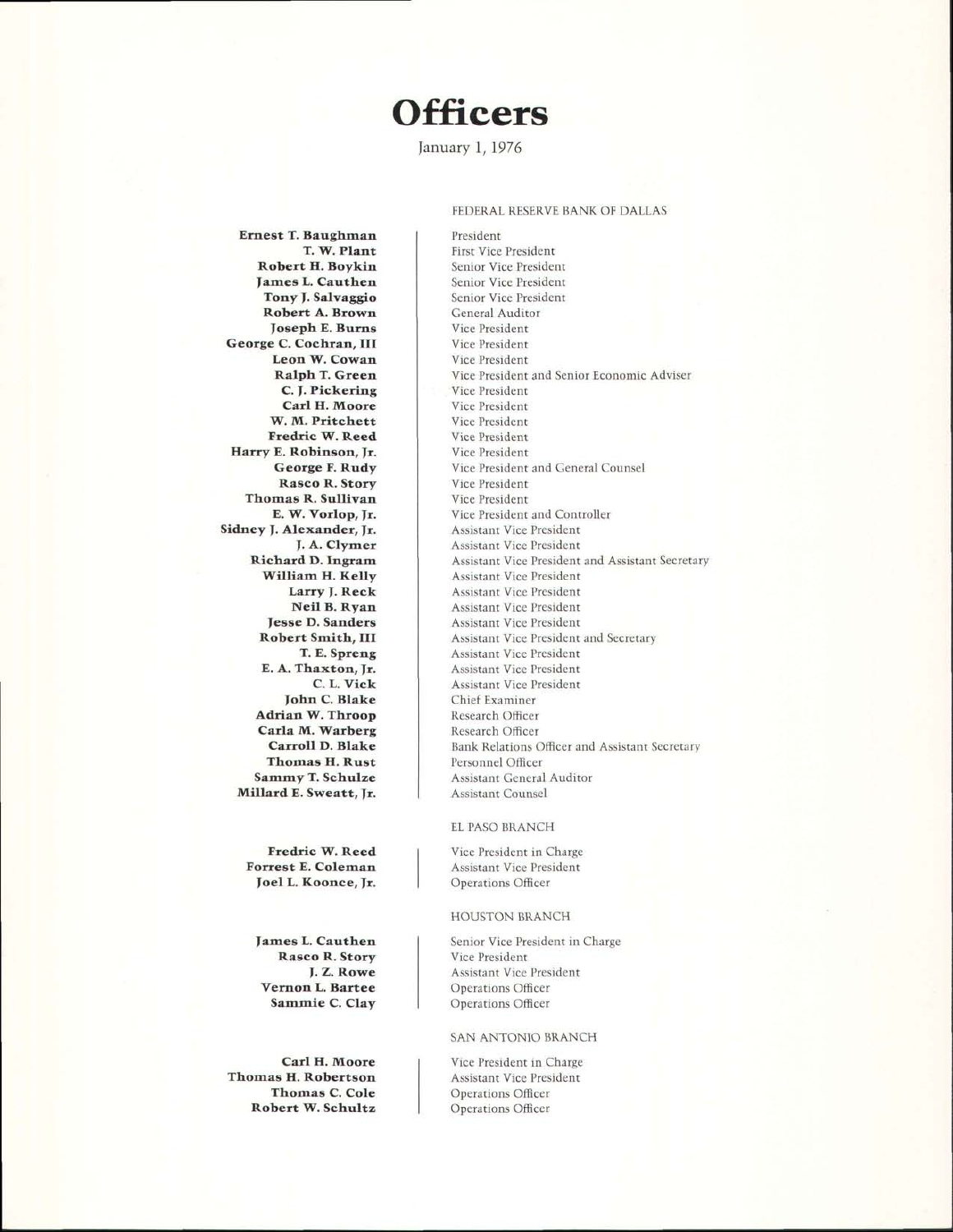# Officers

January 1, 1976

## FEDERAL RESERVE BANK OF DALLAS

| Name | Title |
|---|---|
| **Ernest T. Baughman** | President |
| **T. W. Plant** | First Vice President |
| **Robert H. Boykin** | Senior Vice President |
| **James L. Cauthen** | Senior Vice President |
| **Tony J. Salvaggio** | Senior Vice President |
| **Robert A. Brown** | General Auditor |
| **Joseph E. Burns** | Vice President |
| **George C. Cochran, III** | Vice President |
| **Leon W. Cowan** | Vice President |
| **Ralph T. Green** | Vice President and Senior Economic Adviser |
| **C. J. Pickering** | Vice President |
| **Carl H. Moore** | Vice President |
| **W. M. Pritchett** | Vice President |
| **Fredric W. Reed** | Vice President |
| **Harry E. Robinson, Jr.** | Vice President |
| **George F. Rudy** | Vice President and General Counsel |
| **Rasco R. Story** | Vice President |
| **Thomas R. Sullivan** | Vice President |
| **E. W. Vorlop, Jr.** | Vice President and Controller |
| **Sidney J. Alexander, Jr.** | Assistant Vice President |
| **J. A. Clymer** | Assistant Vice President |
| **Richard D. Ingram** | Assistant Vice President and Assistant Secretary |
| **William H. Kelly** | Assistant Vice President |
| **Larry J. Reck** | Assistant Vice President |
| **Neil B. Ryan** | Assistant Vice President |
| **Jesse D. Sanders** | Assistant Vice President |
| **Robert Smith, III** | Assistant Vice President and Secretary |
| **T. E. Spreng** | Assistant Vice President |
| **E. A. Thaxton, Jr.** | Assistant Vice President |
| **C. L. Vick** | Assistant Vice President |
| **John C. Blake** | Chief Examiner |
| **Adrian W. Throop** | Research Officer |
| **Carla M. Warberg** | Research Officer |
| **Carroll D. Blake** | Bank Relations Officer and Assistant Secretary |
| **Thomas H. Rust** | Personnel Officer |
| **Sammy T. Schulze** | Assistant General Auditor |
| **Millard E. Sweatt, Jr.** | Assistant Counsel |

## EL PASO BRANCH

| Name | Title |
|---|---|
| **Fredric W. Reed** | Vice President in Charge |
| **Forrest E. Coleman** | Assistant Vice President |
| **Joel L. Koonce, Jr.** | Operations Officer |

## HOUSTON BRANCH

| Name | Title |
|---|---|
| **James L. Cauthen** | Senior Vice President in Charge |
| **Rasco R. Story** | Vice President |
| **J. Z. Rowe** | Assistant Vice President |
| **Vernon L. Bartee** | Operations Officer |
| **Sammie C. Clay** | Operations Officer |

## SAN ANTONIO BRANCH

| Name | Title |
|---|---|
| **Carl H. Moore** | Vice President in Charge |
| **Thomas H. Robertson** | Assistant Vice President |
| **Thomas C. Cole** | Operations Officer |
| **Robert W. Schultz** | Operations Officer |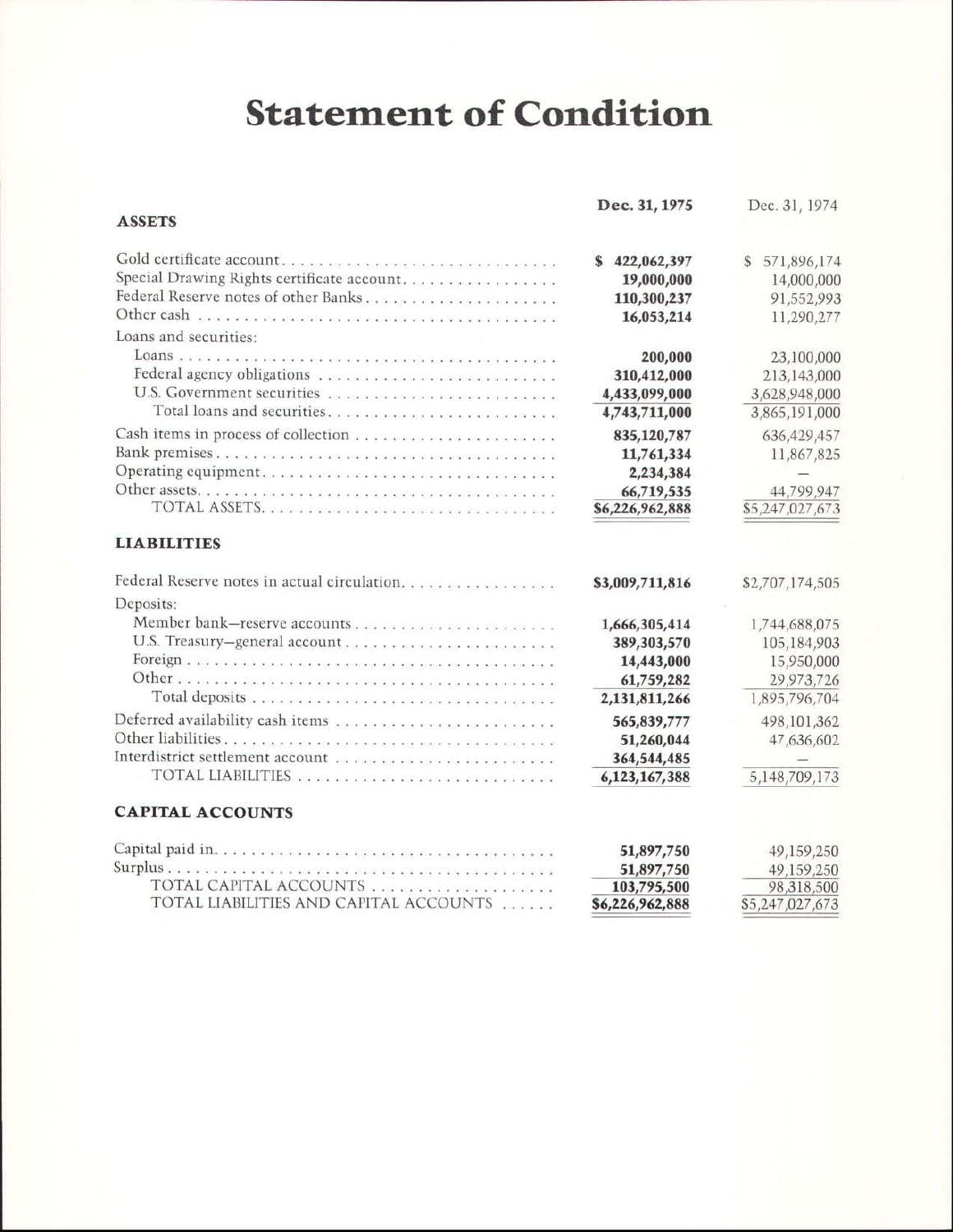# Statement of Condition

| | Dec. 31, 1975 | Dec. 31, 1974 |
|---|---|---|
| **ASSETS** | | |
| Gold certificate account | $ 422,062,397 | $ 571,896,174 |
| Special Drawing Rights certificate account | 19,000,000 | 14,000,000 |
| Federal Reserve notes of other Banks | 110,300,237 | 91,552,993 |
| Other cash | 16,053,214 | 11,290,277 |
| Loans and securities: | | |
| Loans | 200,000 | 23,100,000 |
| Federal agency obligations | 310,412,000 | 213,143,000 |
| U.S. Government securities | 4,433,099,000 | 3,628,948,000 |
| Total loans and securities | 4,743,711,000 | 3,865,191,000 |
| Cash items in process of collection | 835,120,787 | 636,429,457 |
| Bank premises | 11,761,334 | 11,867,825 |
| Operating equipment | 2,234,384 | — |
| Other assets | 66,719,535 | 44,799,947 |
| TOTAL ASSETS | $6,226,962,888 | $5,247,027,673 |
| **LIABILITIES** | | |
| Federal Reserve notes in actual circulation | $3,009,711,816 | $2,707,174,505 |
| Deposits: | | |
| Member bank—reserve accounts | 1,666,305,414 | 1,744,688,075 |
| U.S. Treasury—general account | 389,303,570 | 105,184,903 |
| Foreign | 14,443,000 | 15,950,000 |
| Other | 61,759,282 | 29,973,726 |
| Total deposits | 2,131,811,266 | 1,895,796,704 |
| Deferred availability cash items | 565,839,777 | 498,101,362 |
| Other liabilities | 51,260,044 | 47,636,602 |
| Interdistrict settlement account | 364,544,485 | — |
| TOTAL LIABILITIES | 6,123,167,388 | 5,148,709,173 |
| **CAPITAL ACCOUNTS** | | |
| Capital paid in | 51,897,750 | 49,159,250 |
| Surplus | 51,897,750 | 49,159,250 |
| TOTAL CAPITAL ACCOUNTS | 103,795,500 | 98,318,500 |
| TOTAL LIABILITIES AND CAPITAL ACCOUNTS | $6,226,962,888 | $5,247,027,673 |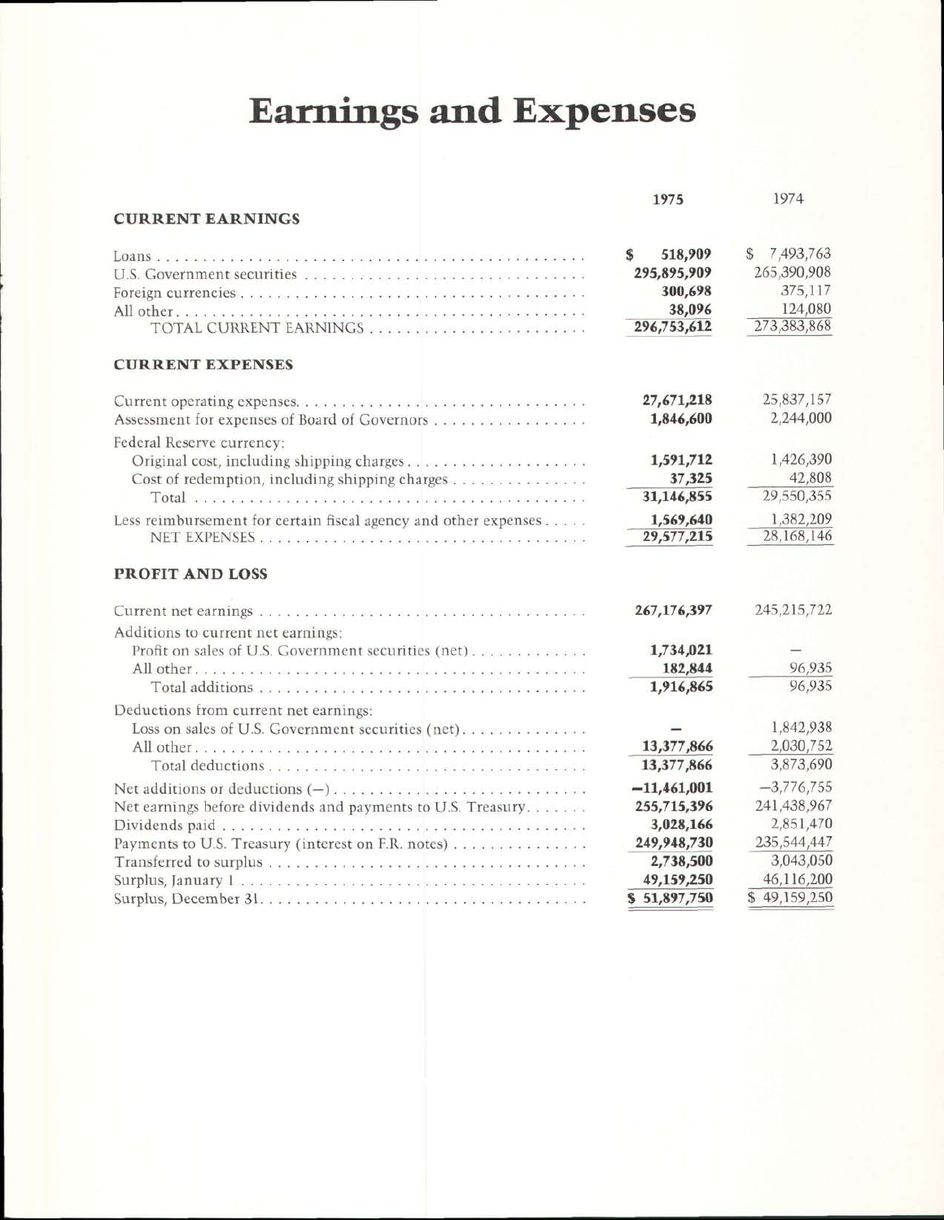# Earnings and Expenses

| | 1975 | 1974 |
|---|---|---|
| **CURRENT EARNINGS** | | |
| Loans | $ 518,909 | $ 7,493,763 |
| U.S. Government securities | 295,895,909 | 265,390,908 |
| Foreign currencies | 300,698 | 375,117 |
| All other | 38,096 | 124,080 |
| TOTAL CURRENT EARNINGS | 296,753,612 | 273,383,868 |
| **CURRENT EXPENSES** | | |
| Current operating expenses | 27,671,218 | 25,837,157 |
| Assessment for expenses of Board of Governors | 1,846,600 | 2,244,000 |
| Federal Reserve currency: | | |
| Original cost, including shipping charges | 1,591,712 | 1,426,390 |
| Cost of redemption, including shipping charges | 37,325 | 42,808 |
| Total | 31,146,855 | 29,550,355 |
| Less reimbursement for certain fiscal agency and other expenses | 1,569,640 | 1,382,209 |
| NET EXPENSES | 29,577,215 | 28,168,146 |
| **PROFIT AND LOSS** | | |
| Current net earnings | 267,176,397 | 245,215,722 |
| Additions to current net earnings: | | |
| Profit on sales of U.S. Government securities (net) | 1,734,021 | — |
| All other | 182,844 | 96,935 |
| Total additions | 1,916,865 | 96,935 |
| Deductions from current net earnings: | | |
| Loss on sales of U.S. Government securities (net) | — | 1,842,938 |
| All other | 13,377,866 | 2,030,752 |
| Total deductions | 13,377,866 | 3,873,690 |
| Net additions or deductions (−) | −11,461,001 | −3,776,755 |
| Net earnings before dividends and payments to U.S. Treasury | 255,715,396 | 241,438,967 |
| Dividends paid | 3,028,166 | 2,851,470 |
| Payments to U.S. Treasury (interest on F.R. notes) | 249,948,730 | 235,544,447 |
| Transferred to surplus | 2,738,500 | 3,043,050 |
| Surplus, January 1 | 49,159,250 | 46,116,200 |
| Surplus, December 31 | $ 51,897,750 | $ 49,159,250 |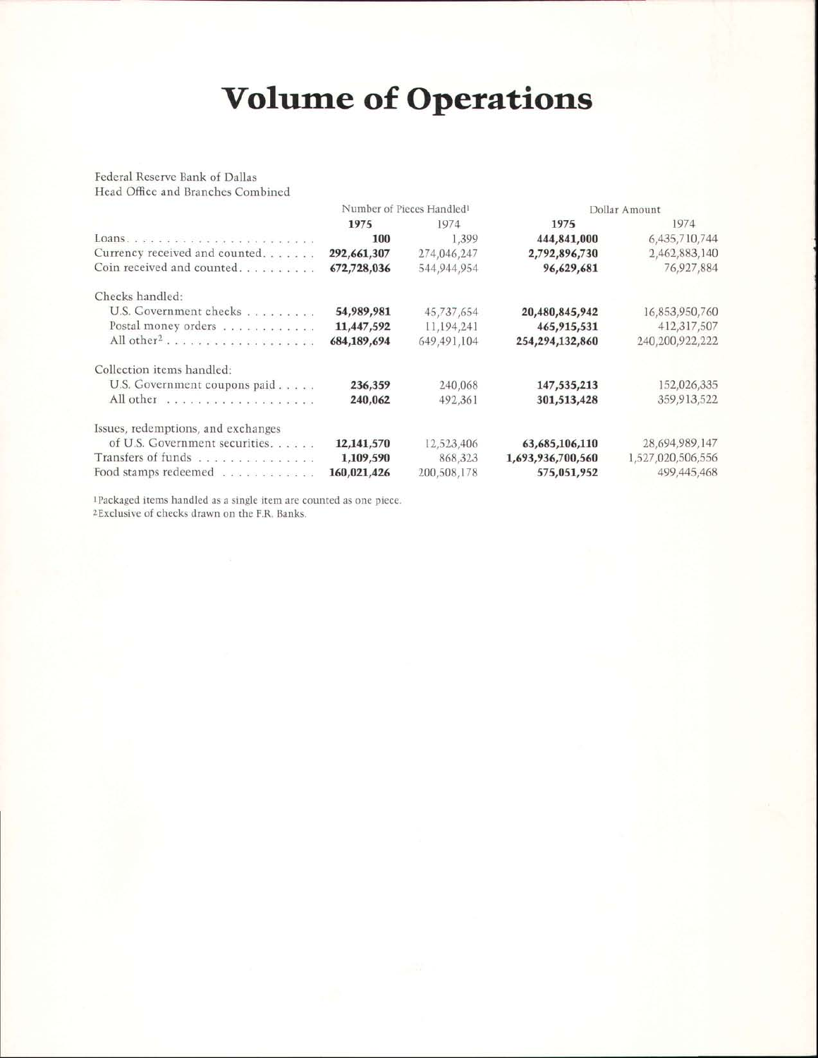# Volume of Operations

Federal Reserve Bank of Dallas
Head Office and Branches Combined

| | Number of Pieces Handled[1] | | Dollar Amount | |
|---|---|---|---|---|
| | **1975** | 1974 | **1975** | 1974 |
| Loans | **100** | 1,399 | **444,841,000** | 6,435,710,744 |
| Currency received and counted | **292,661,307** | 274,046,247 | **2,792,896,730** | 2,462,883,140 |
| Coin received and counted | **672,728,036** | 544,944,954 | **96,629,681** | 76,927,884 |
| Checks handled: | | | | |
| U.S. Government checks | **54,989,981** | 45,737,654 | **20,480,845,942** | 16,853,950,760 |
| Postal money orders | **11,447,592** | 11,194,241 | **465,915,531** | 412,317,507 |
| All other[2] | **684,189,694** | 649,491,104 | **254,294,132,860** | 240,200,922,222 |
| Collection items handled: | | | | |
| U.S. Government coupons paid | **236,359** | 240,068 | **147,535,213** | 152,026,335 |
| All other | **240,062** | 492,361 | **301,513,428** | 359,913,522 |
| Issues, redemptions, and exchanges of U.S. Government securities | **12,141,570** | 12,523,406 | **63,685,106,110** | 28,694,989,147 |
| Transfers of funds | **1,109,590** | 868,323 | **1,693,936,700,560** | 1,527,020,506,556 |
| Food stamps redeemed | **160,021,426** | 200,508,178 | **575,051,952** | 499,445,468 |

[1]Packaged items handled as a single item are counted as one piece.
[2]Exclusive of checks drawn on the F.R. Banks.